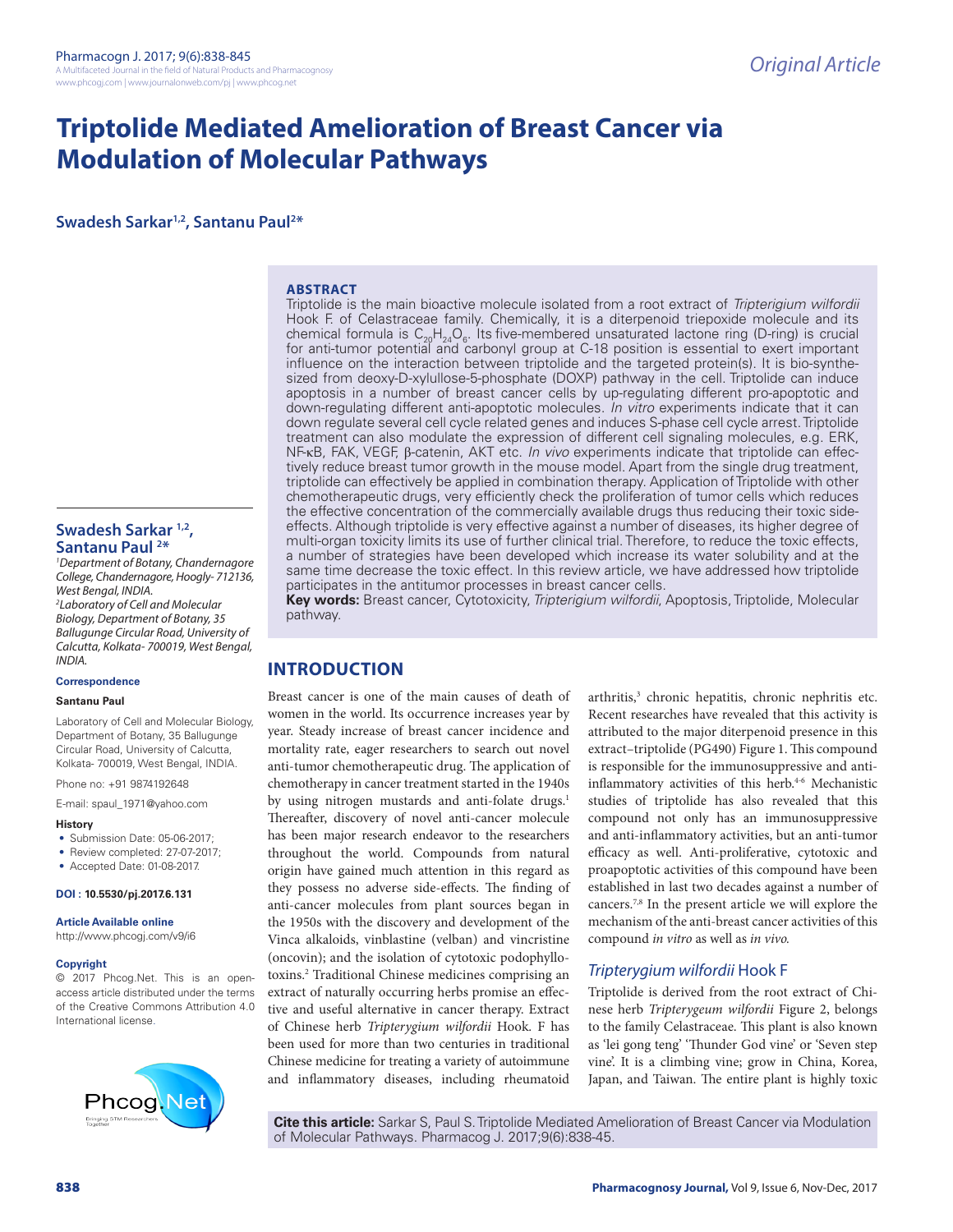# Triptolide Mediated Amelioration of Breast Cancer via Modulation of Molecular Pathways

**Swadesh Sarkar[1,2], Santanu Paul[2*]**

## ABSTRACT

Triptolide is the main bioactive molecule isolated from a root extract of *Tripterigium wilfordii* Hook F. of Celastraceae family. Chemically, it is a diterpenoid triepoxide molecule and its chemical formula is $C_{20}H_{24}O_6$. Its five-membered unsaturated lactone ring (D-ring) is crucial for anti-tumor potential and carbonyl group at C-18 position is essential to exert important influence on the interaction between triptolide and the targeted protein(s). It is bio-synthesized from deoxy-D-xylullose-5-phosphate (DOXP) pathway in the cell. Triptolide can induce apoptosis in a number of breast cancer cells by up-regulating different pro-apoptotic and down-regulating different anti-apoptotic molecules. *In vitro* experiments indicate that it can down regulate several cell cycle related genes and induces S-phase cell cycle arrest. Triptolide treatment can also modulate the expression of different cell signaling molecules, e.g. ERK, NF-κB, FAK, VEGF, β-catenin, AKT etc. *In vivo* experiments indicate that triptolide can effectively reduce breast tumor growth in the mouse model. Apart from the single drug treatment, triptolide can effectively be applied in combination therapy. Application of Triptolide with other chemotherapeutic drugs, very efficiently check the proliferation of tumor cells which reduces the effective concentration of the commercially available drugs thus reducing their toxic side-effects. Although triptolide is very effective against a number of diseases, its higher degree of multi-organ toxicity limits its use of further clinical trial. Therefore, to reduce the toxic effects, a number of strategies have been developed which increase its water solubility and at the same time decrease the toxic effect. In this review article, we have addressed how triptolide participates in the antitumor processes in breast cancer cells.

**Key words:** Breast cancer, Cytotoxicity, *Tripterigium wilfordii*, Apoptosis, Triptolide, Molecular pathway.

**Swadesh Sarkar [1,2], Santanu Paul [2*]**

[1]*Department of Botany, Chandernagore College, Chandernagore, Hoogly- 712136, West Bengal, INDIA.*
[2]*Laboratory of Cell and Molecular Biology, Department of Botany, 35 Ballugunge Circular Road, University of Calcutta, Kolkata- 700019, West Bengal, INDIA.*

**Correspondence**

**Santanu Paul**

Laboratory of Cell and Molecular Biology, Department of Botany, 35 Ballugunge Circular Road, University of Calcutta, Kolkata- 700019, West Bengal, INDIA.

Phone no: +91 9874192648

E-mail: spaul_1971@yahoo.com

**History**

- Submission Date: 05-06-2017;
- Review completed: 27-07-2017;
- Accepted Date: 01-08-2017.

**DOI : 10.5530/pj.2017.6.131**

**Article Available online**

http://www.phcogj.com/v9/i6

**Copyright**

© 2017 Phcog.Net. This is an open-access article distributed under the terms of the Creative Commons Attribution 4.0 International license.

## INTRODUCTION

Breast cancer is one of the main causes of death of women in the world. Its occurrence increases year by year. Steady increase of breast cancer incidence and mortality rate, eager researchers to search out novel anti-tumor chemotherapeutic drug. The application of chemotherapy in cancer treatment started in the 1940s by using nitrogen mustards and anti-folate drugs.[1] Thereafter, discovery of novel anti-cancer molecule has been major research endeavor to the researchers throughout the world. Compounds from natural origin have gained much attention in this regard as they possess no adverse side-effects. The finding of anti-cancer molecules from plant sources began in the 1950s with the discovery and development of the Vinca alkaloids, vinblastine (velban) and vincristine (oncovin); and the isolation of cytotoxic podophyllotoxins.[2] Traditional Chinese medicines comprising an extract of naturally occurring herbs promise an effective and useful alternative in cancer therapy. Extract of Chinese herb *Tripterygium wilfordii* Hook. F has been used for more than two centuries in traditional Chinese medicine for treating a variety of autoimmune and inflammatory diseases, including rheumatoid arthritis,[3] chronic hepatitis, chronic nephritis etc. Recent researches have revealed that this activity is attributed to the major diterpenoid presence in this extract–triptolide (PG490) Figure 1. This compound is responsible for the immunosuppressive and anti-inflammatory activities of this herb.[4-6] Mechanistic studies of triptolide has also revealed that this compound not only has an immunosuppressive and anti-inflammatory activities, but an anti-tumor efficacy as well. Anti-proliferative, cytotoxic and proapoptotic activities of this compound have been established in last two decades against a number of cancers.[7,8] In the present article we will explore the mechanism of the anti-breast cancer activities of this compound *in vitro* as well as *in vivo.*

### *Tripterygium wilfordii* Hook F

Triptolide is derived from the root extract of Chinese herb *Tripterygeum wilfordii* Figure 2, belongs to the family Celastraceae. This plant is also known as 'lei gong teng' 'Thunder God vine' or 'Seven step vine'. It is a climbing vine; grow in China, Korea, Japan, and Taiwan. The entire plant is highly toxic

**Cite this article:** Sarkar S, Paul S. Triptolide Mediated Amelioration of Breast Cancer via Modulation of Molecular Pathways. Pharmacog J. 2017;9(6):838-45.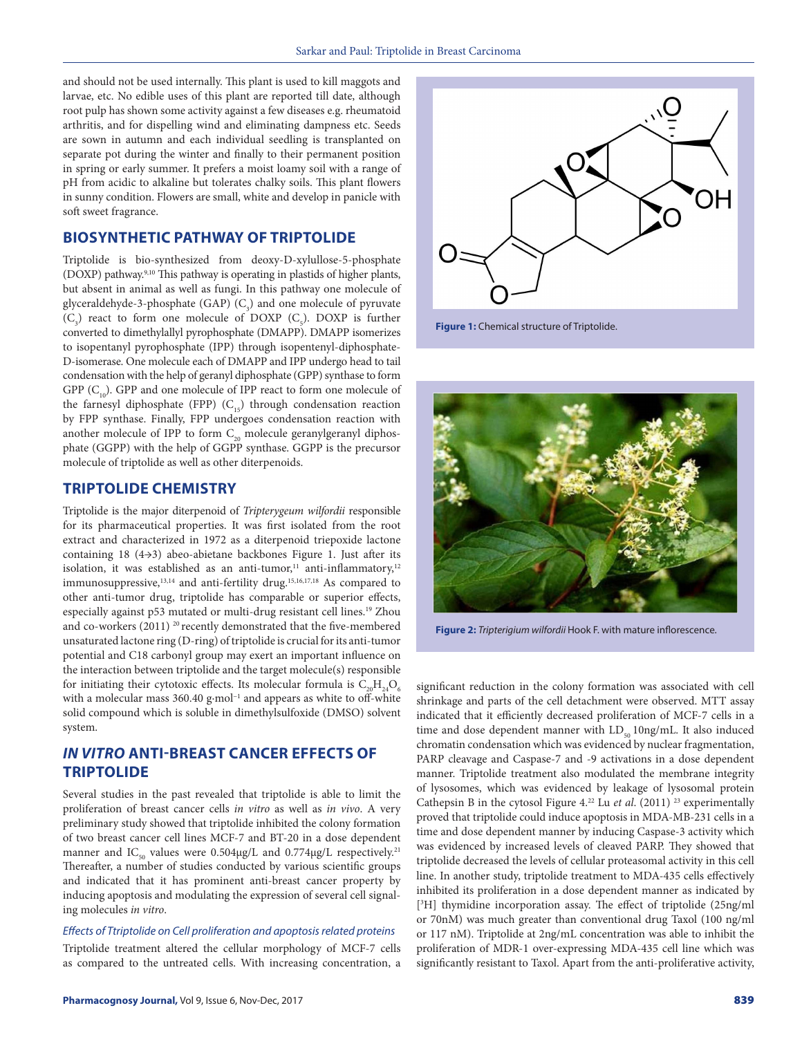and should not be used internally. This plant is used to kill maggots and larvae, etc. No edible uses of this plant are reported till date, although root pulp has shown some activity against a few diseases e.g. rheumatoid arthritis, and for dispelling wind and eliminating dampness etc. Seeds are sown in autumn and each individual seedling is transplanted on separate pot during the winter and finally to their permanent position in spring or early summer. It prefers a moist loamy soil with a range of pH from acidic to alkaline but tolerates chalky soils. This plant flowers in sunny condition. Flowers are small, white and develop in panicle with soft sweet fragrance.

## BIOSYNTHETIC PATHWAY OF TRIPTOLIDE

Triptolide is bio-synthesized from deoxy-D-xylullose-5-phosphate (DOXP) pathway.[9,10] This pathway is operating in plastids of higher plants, but absent in animal as well as fungi. In this pathway one molecule of glyceraldehyde-3-phosphate (GAP) ($C_3$) and one molecule of pyruvate ($C_3$) react to form one molecule of DOXP ($C_5$). DOXP is further converted to dimethylallyl pyrophosphate (DMAPP). DMAPP isomerizes to isopentanyl pyrophosphate (IPP) through isopentenyl-diphosphate-D-isomerase. One molecule each of DMAPP and IPP undergo head to tail condensation with the help of geranyl diphosphate (GPP) synthase to form GPP ($C_{10}$). GPP and one molecule of IPP react to form one molecule of the farnesyl diphosphate (FPP) ($C_{15}$) through condensation reaction by FPP synthase. Finally, FPP undergoes condensation reaction with another molecule of IPP to form $C_{20}$ molecule geranylgeranyl diphosphate (GGPP) with the help of GGPP synthase. GGPP is the precursor molecule of triptolide as well as other diterpenoids.

## TRIPTOLIDE CHEMISTRY

Triptolide is the major diterpenoid of *Tripterygeum wilfordii* responsible for its pharmaceutical properties. It was first isolated from the root extract and characterized in 1972 as a diterpenoid triepoxide lactone containing 18 (4→3) abeo-abietane backbones Figure 1. Just after its isolation, it was established as an anti-tumor,[11] anti-inflammatory,[12] immunosuppressive,[13,14] and anti-fertility drug.[15,16,17,18] As compared to other anti-tumor drug, triptolide has comparable or superior effects, especially against p53 mutated or multi-drug resistant cell lines.[19] Zhou and co-workers (2011) [20] recently demonstrated that the five-membered unsaturated lactone ring (D-ring) of triptolide is crucial for its anti-tumor potential and C18 carbonyl group may exert an important influence on the interaction between triptolide and the target molecule(s) responsible for initiating their cytotoxic effects. Its molecular formula is $C_{20}H_{24}O_6$ with a molecular mass 360.40 g·mol$^{-1}$ and appears as white to off-white solid compound which is soluble in dimethylsulfoxide (DMSO) solvent system.

**Figure 1:** Chemical structure of Triptolide.

**Figure 2:** *Tripterigium wilfordii* Hook F. with mature inflorescence.

## *IN VITRO* ANTI-BREAST CANCER EFFECTS OF TRIPTOLIDE

Several studies in the past revealed that triptolide is able to limit the proliferation of breast cancer cells *in vitro* as well as *in vivo*. A very preliminary study showed that triptolide inhibited the colony formation of two breast cancer cell lines MCF-7 and BT-20 in a dose dependent manner and $IC_{50}$ values were 0.504µg/L and 0.774µg/L respectively.[21] Thereafter, a number of studies conducted by various scientific groups and indicated that it has prominent anti-breast cancer property by inducing apoptosis and modulating the expression of several cell signaling molecules *in vitro*.

### *Effects of Ttriptolide on Cell proliferation and apoptosis related proteins*

Triptolide treatment altered the cellular morphology of MCF-7 cells as compared to the untreated cells. With increasing concentration, a significant reduction in the colony formation was associated with cell shrinkage and parts of the cell detachment were observed. MTT assay indicated that it efficiently decreased proliferation of MCF-7 cells in a time and dose dependent manner with $LD_{50}$ 10ng/mL. It also induced chromatin condensation which was evidenced by nuclear fragmentation, PARP cleavage and Caspase-7 and -9 activations in a dose dependent manner. Triptolide treatment also modulated the membrane integrity of lysosomes, which was evidenced by leakage of lysosomal protein Cathepsin B in the cytosol Figure 4.[22] Lu *et al.* (2011) [23] experimentally proved that triptolide could induce apoptosis in MDA-MB-231 cells in a time and dose dependent manner by inducing Caspase-3 activity which was evidenced by increased levels of cleaved PARP. They showed that triptolide decreased the levels of cellular proteasomal activity in this cell line. In another study, triptolide treatment to MDA-435 cells effectively inhibited its proliferation in a dose dependent manner as indicated by [$^3$H] thymidine incorporation assay. The effect of triptolide (25ng/ml or 70nM) was much greater than conventional drug Taxol (100 ng/ml or 117 nM). Triptolide at 2ng/mL concentration was able to inhibit the proliferation of MDR-1 over-expressing MDA-435 cell line which was significantly resistant to Taxol. Apart from the anti-proliferative activity,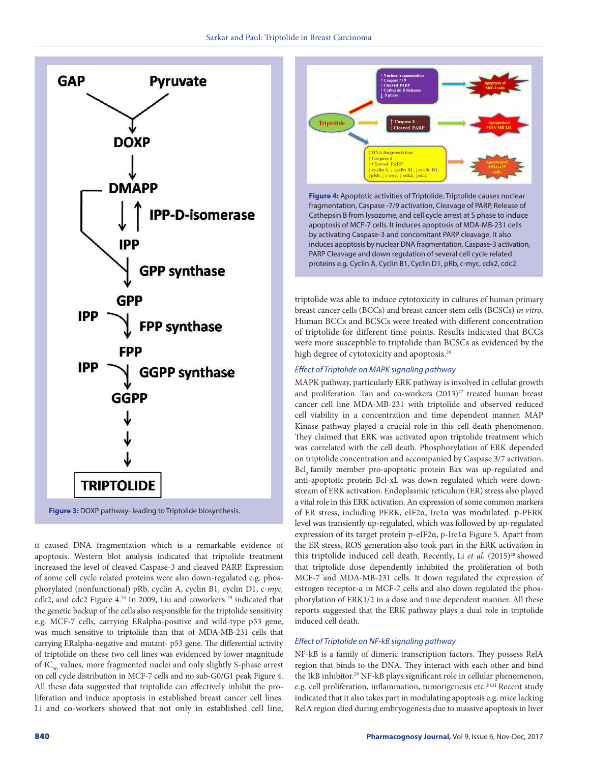Figure 3: DOXP pathway- leading to Triptolide biosynthesis.

it caused DNA fragmentation which is a remarkable evidence of apoptosis. Western blot analysis indicated that triptolide treatment increased the level of cleaved Caspase-3 and cleaved PARP. Expression of some cell cycle related proteins were also down-regulated e.g. phosphorylated (nonfunctional) pRb, cyclin A, cyclin B1, cyclin D1, c-*myc,* cdk2, and cdc2 Figure 4.[24] In 2009, Liu and coworkers [25] indicated that the genetic backup of the cells also responsible for the triptolide sensitivity e.g. MCF-7 cells, carrying ERalpha-positive and wild-type p53 gene, was much sensitive to triptolide than that of MDA-MB-231 cells that carrying ERalpha-negative and mutant- p53 gene. The differential activity of triptolide on these two cell lines was evidenced by lower magnitude of $IC_{50}$ values, more fragmented nuclei and only slightly S-phase arrest on cell cycle distribution in MCF-7 cells and no sub-G0/G1 peak Figure 4. All these data suggested that triptolide can effectively inhibit the proliferation and induce apoptosis in established breast cancer cell lines. Li and co-workers showed that not only in established cell line, triptolide was able to induce cytotoxicity in cultures of human primary breast cancer cells (BCCs) and breast cancer stem cells (BCSCs) *in vitro*. Human BCCs and BCSCs were treated with different concentration of triptolide for different time points. Results indicated that BCCs were more susceptible to triptolide than BCSCs as evidenced by the high degree of cytotoxicity and apoptosis.[26]

Figure 4: Apoptotic activities of Triptolide. Triptolide causes nuclear fragmentation, Caspase -7/9 activation, Cleavage of PARP, Release of Cathepsin B from lysozome, and cell cycle arrest at S phase to induce apoptosis of MCF-7 cells. It induces apoptosis of MDA-MB-231 cells by activating Caspase-3 and concomitant PARP cleavage. It also induces apoptosis by nuclear DNA fragmentation, Caspase-3 activation, PARP Cleavage and down regulation of several cell cycle related proteins e.g. Cyclin A, Cyclin B1, Cyclin D1, pRb, c-myc, cdk2, cdc2.

### *Effect of Triptolide on MAPK signaling pathway*

MAPK pathway, particularly ERK pathway is involved in cellular growth and proliferation. Tan and co-workers (2013)[27] treated human breast cancer cell line MDA-MB-231 with triptolide and observed reduced cell viability in a concentration and time dependent manner. MAP Kinase pathway played a crucial role in this cell death phenomenon. They claimed that ERK was activated upon triptolide treatment which was correlated with the cell death. Phosphorylation of ERK depended on triptolide concentration and accompanied by Caspase 3/7 activation. $Bcl_2$ family member pro-apoptotic protein Bax was up-regulated and anti-apoptotic protein Bcl-xL was down regulated which were downstream of ERK activation. Endoplasmic reticulum (ER) stress also played a vital role in this ERK activation. An expression of some common markers of ER stress, including PERK, eIF2α, Ire1α was modulated. p-PERK level was transiently up-regulated, which was followed by up-regulated expression of its target protein p-eIF2α, p-Ire1α Figure 5. Apart from the ER stress, ROS generation also took part in the ERK activation in this triptolide induced cell death. Recently, Li *et al.* (2015)[28] showed that triptolide dose dependently inhibited the proliferation of both MCF-7 and MDA-MB-231 cells. It down regulated the expression of estrogen receptor-α in MCF-7 cells and also down regulated the phosphorylation of ERK1/2 in a dose and time dependent manner. All these reports suggested that the ERK pathway plays a dual role in triptolide induced cell death.

### *Effect of Triptolide on NF-kB signaling pathway*

NF-kB is a family of dimeric transcription factors. They possess RelA region that binds to the DNA. They interact with each other and bind the IkB inhibitor.[29] NF-kB plays significant role in cellular phenomenon, e.g. cell proliferation, inflammation, tumorigenesis etc.[30,31] Recent study indicated that it also takes part in modulating apoptosis e.g. mice lacking RelA region died during embryogenesis due to massive apoptosis in liver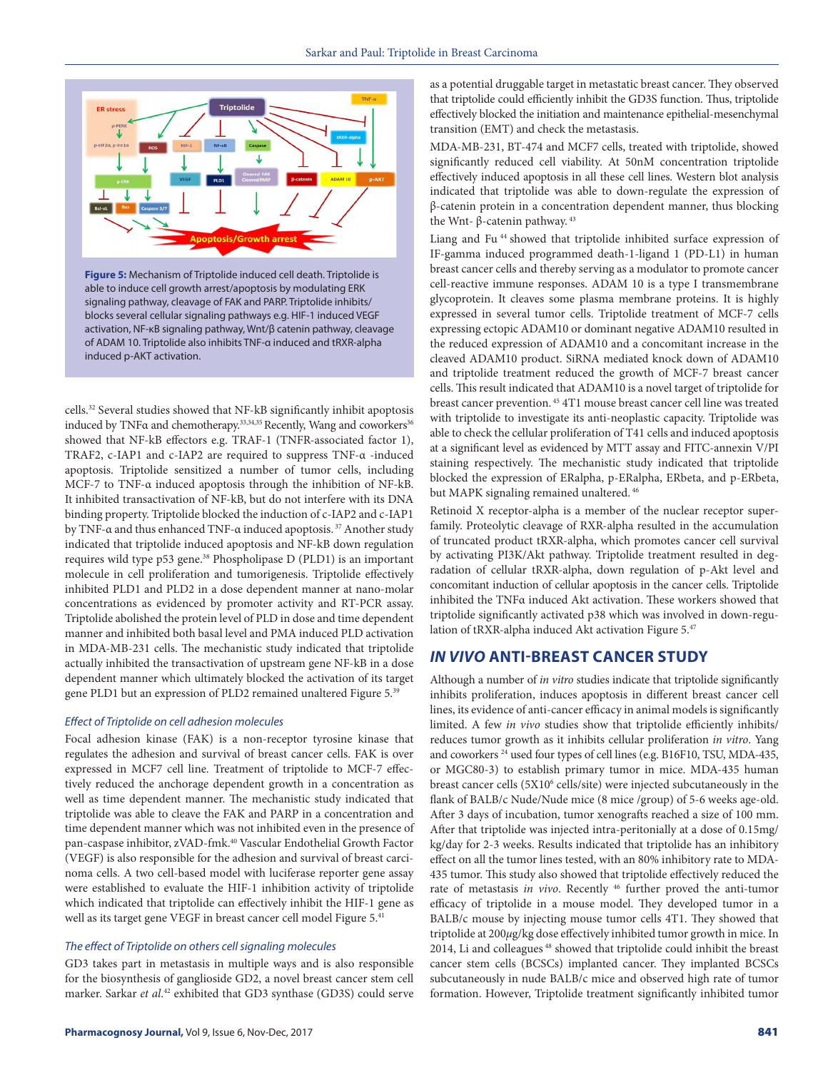**Figure 5:** Mechanism of Triptolide induced cell death. Triptolide is able to induce cell growth arrest/apoptosis by modulating ERK signaling pathway, cleavage of FAK and PARP. Triptolide inhibits/blocks several cellular signaling pathways e.g. HIF-1 induced VEGF activation, NF-κB signaling pathway, Wnt/β catenin pathway, cleavage of ADAM 10. Triptolide also inhibits TNF-α induced and tRXR-alpha induced p-AKT activation.

cells.[32] Several studies showed that NF-kB significantly inhibit apoptosis induced by TNFα and chemotherapy.[33,34,35] Recently, Wang and coworkers[36] showed that NF-kB effectors e.g. TRAF-1 (TNFR-associated factor 1), TRAF2, c-IAP1 and c-IAP2 are required to suppress TNF-α -induced apoptosis. Triptolide sensitized a number of tumor cells, including MCF-7 to TNF-α induced apoptosis through the inhibition of NF-kB. It inhibited transactivation of NF-kB, but do not interfere with its DNA binding property. Triptolide blocked the induction of c-IAP2 and c-IAP1 by TNF-α and thus enhanced TNF-α induced apoptosis.[37] Another study indicated that triptolide induced apoptosis and NF-kB down regulation requires wild type p53 gene.[38] Phospholipase D (PLD1) is an important molecule in cell proliferation and tumorigenesis. Triptolide effectively inhibited PLD1 and PLD2 in a dose dependent manner at nano-molar concentrations as evidenced by promoter activity and RT-PCR assay. Triptolide abolished the protein level of PLD in dose and time dependent manner and inhibited both basal level and PMA induced PLD activation in MDA-MB-231 cells. The mechanistic study indicated that triptolide actually inhibited the transactivation of upstream gene NF-kB in a dose dependent manner which ultimately blocked the activation of its target gene PLD1 but an expression of PLD2 remained unaltered Figure 5.[39]

### *Effect of Triptolide on cell adhesion molecules*

Focal adhesion kinase (FAK) is a non-receptor tyrosine kinase that regulates the adhesion and survival of breast cancer cells. FAK is over expressed in MCF7 cell line. Treatment of triptolide to MCF-7 effectively reduced the anchorage dependent growth in a concentration as well as time dependent manner. The mechanistic study indicated that triptolide was able to cleave the FAK and PARP in a concentration and time dependent manner which was not inhibited even in the presence of pan-caspase inhibitor, zVAD-fmk.[40] Vascular Endothelial Growth Factor (VEGF) is also responsible for the adhesion and survival of breast carcinoma cells. A two cell-based model with luciferase reporter gene assay were established to evaluate the HIF-1 inhibition activity of triptolide which indicated that triptolide can effectively inhibit the HIF-1 gene as well as its target gene VEGF in breast cancer cell model Figure 5.[41]

### *The effect of Triptolide on others cell signaling molecules*

GD3 takes part in metastasis in multiple ways and is also responsible for the biosynthesis of ganglioside GD2, a novel breast cancer stem cell marker. Sarkar *et al.*[42] exhibited that GD3 synthase (GD3S) could serve as a potential druggable target in metastatic breast cancer. They observed that triptolide could efficiently inhibit the GD3S function. Thus, triptolide effectively blocked the initiation and maintenance epithelial-mesenchymal transition (EMT) and check the metastasis.

MDA-MB-231, BT-474 and MCF7 cells, treated with triptolide, showed significantly reduced cell viability. At 50nM concentration triptolide effectively induced apoptosis in all these cell lines. Western blot analysis indicated that triptolide was able to down-regulate the expression of β-catenin protein in a concentration dependent manner, thus blocking the Wnt- β-catenin pathway.[43]

Liang and Fu[44] showed that triptolide inhibited surface expression of IF-gamma induced programmed death-1-ligand 1 (PD-L1) in human breast cancer cells and thereby serving as a modulator to promote cancer cell-reactive immune responses. ADAM 10 is a type I transmembrane glycoprotein. It cleaves some plasma membrane proteins. It is highly expressed in several tumor cells. Triptolide treatment of MCF-7 cells expressing ectopic ADAM10 or dominant negative ADAM10 resulted in the reduced expression of ADAM10 and a concomitant increase in the cleaved ADAM10 product. SiRNA mediated knock down of ADAM10 and triptolide treatment reduced the growth of MCF-7 breast cancer cells. This result indicated that ADAM10 is a novel target of triptolide for breast cancer prevention.[45] 4T1 mouse breast cancer cell line was treated with triptolide to investigate its anti-neoplastic capacity. Triptolide was able to check the cellular proliferation of T41 cells and induced apoptosis at a significant level as evidenced by MTT assay and FITC-annexin V/PI staining respectively. The mechanistic study indicated that triptolide blocked the expression of ERalpha, p-ERalpha, ERbeta, and p-ERbeta, but MAPK signaling remained unaltered.[46]

Retinoid X receptor-alpha is a member of the nuclear receptor superfamily. Proteolytic cleavage of RXR-alpha resulted in the accumulation of truncated product tRXR-alpha, which promotes cancer cell survival by activating PI3K/Akt pathway. Triptolide treatment resulted in degradation of cellular tRXR-alpha, down regulation of p-Akt level and concomitant induction of cellular apoptosis in the cancer cells. Triptolide inhibited the TNFα induced Akt activation. These workers showed that triptolide significantly activated p38 which was involved in down-regulation of tRXR-alpha induced Akt activation Figure 5.[47]

## *IN VIVO* ANTI-BREAST CANCER STUDY

Although a number of *in vitro* studies indicate that triptolide significantly inhibits proliferation, induces apoptosis in different breast cancer cell lines, its evidence of anti-cancer efficacy in animal models is significantly limited. A few *in vivo* studies show that triptolide efficiently inhibits/reduces tumor growth as it inhibits cellular proliferation *in vitro*. Yang and coworkers[24] used four types of cell lines (e.g. B16F10, TSU, MDA-435, or MGC80-3) to establish primary tumor in mice. MDA-435 human breast cancer cells ($5 \times 10^6$ cells/site) were injected subcutaneously in the flank of BALB/c Nude/Nude mice (8 mice /group) of 5-6 weeks age-old. After 3 days of incubation, tumor xenografts reached a size of 100 mm. After that triptolide was injected intra-peritonially at a dose of 0.15mg/kg/day for 2-3 weeks. Results indicated that triptolide has an inhibitory effect on all the tumor lines tested, with an 80% inhibitory rate to MDA-435 tumor. This study also showed that triptolide effectively reduced the rate of metastasis *in vivo*. Recently[46] further proved the anti-tumor efficacy of triptolide in a mouse model. They developed tumor in a BALB/c mouse by injecting mouse tumor cells 4T1. They showed that triptolide at 200μg/kg dose effectively inhibited tumor growth in mice. In 2014, Li and colleagues[48] showed that triptolide could inhibit the breast cancer stem cells (BCSCs) implanted cancer. They implanted BCSCs subcutaneously in nude BALB/c mice and observed high rate of tumor formation. However, Triptolide treatment significantly inhibited tumor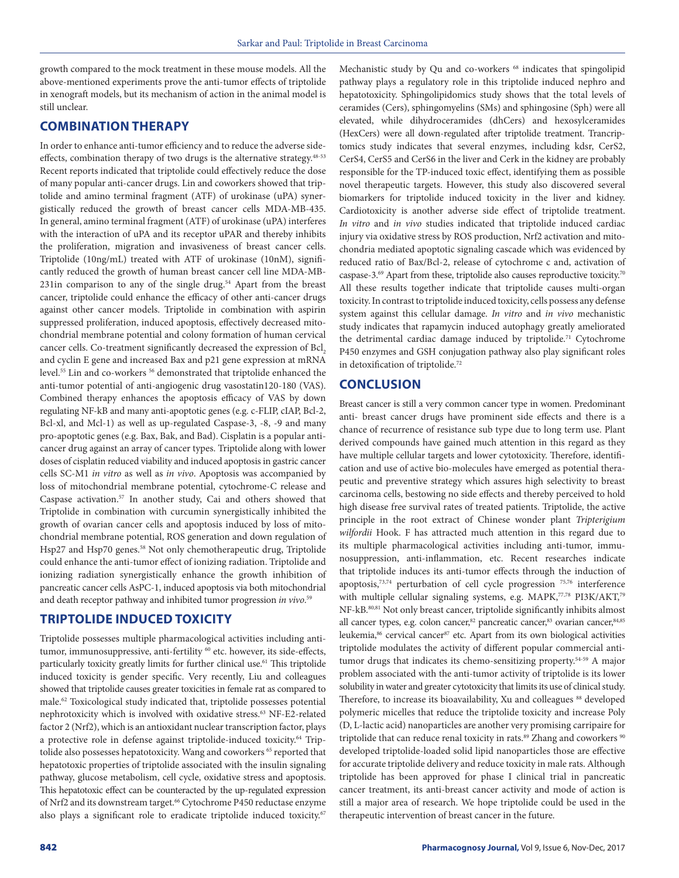growth compared to the mock treatment in these mouse models. All the above-mentioned experiments prove the anti-tumor effects of triptolide in xenograft models, but its mechanism of action in the animal model is still unclear.

## COMBINATION THERAPY

In order to enhance anti-tumor efficiency and to reduce the adverse side-effects, combination therapy of two drugs is the alternative strategy.[48-53] Recent reports indicated that triptolide could effectively reduce the dose of many popular anti-cancer drugs. Lin and coworkers showed that triptolide and amino terminal fragment (ATF) of urokinase (uPA) synergistically reduced the growth of breast cancer cells MDA-MB-435. In general, amino terminal fragment (ATF) of urokinase (uPA) interferes with the interaction of uPA and its receptor uPAR and thereby inhibits the proliferation, migration and invasiveness of breast cancer cells. Triptolide (10ng/mL) treated with ATF of urokinase (10nM), significantly reduced the growth of human breast cancer cell line MDA-MB-231in comparison to any of the single drug.[54] Apart from the breast cancer, triptolide could enhance the efficacy of other anti-cancer drugs against other cancer models. Triptolide in combination with aspirin suppressed proliferation, induced apoptosis, effectively decreased mitochondrial membrane potential and colony formation of human cervical cancer cells. Co-treatment significantly decreased the expression of $Bcl_2$ and cyclin E gene and increased Bax and p21 gene expression at mRNA level.[55] Lin and co-workers [56] demonstrated that triptolide enhanced the anti-tumor potential of anti-angiogenic drug vasostatin120-180 (VAS). Combined therapy enhances the apoptosis efficacy of VAS by down regulating NF-kB and many anti-apoptotic genes (e.g. c-FLIP, cIAP, Bcl-2, Bcl-xl, and Mcl-1) as well as up-regulated Caspase-3, -8, -9 and many pro-apoptotic genes (e.g. Bax, Bak, and Bad). Cisplatin is a popular anti-cancer drug against an array of cancer types. Triptolide along with lower doses of cisplatin reduced viability and induced apoptosis in gastric cancer cells SC-M1 *in vitro* as well as *in vivo*. Apoptosis was accompanied by loss of mitochondrial membrane potential, cytochrome-C release and Caspase activation.[57] In another study, Cai and others showed that Triptolide in combination with curcumin synergistically inhibited the growth of ovarian cancer cells and apoptosis induced by loss of mitochondrial membrane potential, ROS generation and down regulation of Hsp27 and Hsp70 genes.[58] Not only chemotherapeutic drug, Triptolide could enhance the anti-tumor effect of ionizing radiation. Triptolide and ionizing radiation synergistically enhance the growth inhibition of pancreatic cancer cells AsPC-1, induced apoptosis via both mitochondrial and death receptor pathway and inhibited tumor progression *in vivo*.[59]

## TRIPTOLIDE INDUCED TOXICITY

Triptolide possesses multiple pharmacological activities including anti-tumor, immunosuppressive, anti-fertility [60] etc. however, its side-effects, particularly toxicity greatly limits for further clinical use.[61] This triptolide induced toxicity is gender specific. Very recently, Liu and colleagues showed that triptolide causes greater toxicities in female rat as compared to male.[62] Toxicological study indicated that, triptolide possesses potential nephrotoxicity which is involved with oxidative stress.[63] NF-E2-related factor 2 (Nrf2), which is an antioxidant nuclear transcription factor, plays a protective role in defense against triptolide-induced toxicity.[64] Triptolide also possesses hepatotoxicity. Wang and coworkers [65] reported that hepatotoxic properties of triptolide associated with the insulin signaling pathway, glucose metabolism, cell cycle, oxidative stress and apoptosis. This hepatotoxic effect can be counteracted by the up-regulated expression of Nrf2 and its downstream target.[66] Cytochrome P450 reductase enzyme also plays a significant role to eradicate triptolide induced toxicity.[67]

Mechanistic study by Qu and co-workers [68] indicates that spingolipid pathway plays a regulatory role in this triptolide induced nephro and hepatotoxicity. Sphingolipidomics study shows that the total levels of ceramides (Cers), sphingomyelins (SMs) and sphingosine (Sph) were all elevated, while dihydroceramides (dhCers) and hexosylceramides (HexCers) were all down-regulated after triptolide treatment. Trancriptomics study indicates that several enzymes, including kdsr, CerS2, CerS4, CerS5 and CerS6 in the liver and Cerk in the kidney are probably responsible for the TP-induced toxic effect, identifying them as possible novel therapeutic targets. However, this study also discovered several biomarkers for triptolide induced toxicity in the liver and kidney. Cardiotoxicity is another adverse side effect of triptolide treatment. *In vitro* and *in vivo* studies indicated that triptolide induced cardiac injury via oxidative stress by ROS production, Nrf2 activation and mitochondria mediated apoptotic signaling cascade which was evidenced by reduced ratio of Bax/Bcl-2, release of cytochrome c and, activation of caspase-3.[69] Apart from these, triptolide also causes reproductive toxicity.[70] All these results together indicate that triptolide causes multi-organ toxicity. In contrast to triptolide induced toxicity, cells possess any defense system against this cellular damage. *In vitro* and *in vivo* mechanistic study indicates that rapamycin induced autophagy greatly ameliorated the detrimental cardiac damage induced by triptolide.[71] Cytochrome P450 enzymes and GSH conjugation pathway also play significant roles in detoxification of triptolide.[72]

## CONCLUSION

Breast cancer is still a very common cancer type in women. Predominant anti- breast cancer drugs have prominent side effects and there is a chance of recurrence of resistance sub type due to long term use. Plant derived compounds have gained much attention in this regard as they have multiple cellular targets and lower cytotoxicity. Therefore, identification and use of active bio-molecules have emerged as potential therapeutic and preventive strategy which assures high selectivity to breast carcinoma cells, bestowing no side effects and thereby perceived to hold high disease free survival rates of treated patients. Triptolide, the active principle in the root extract of Chinese wonder plant *Tripterigium wilfordii* Hook. F has attracted much attention in this regard due to its multiple pharmacological activities including anti-tumor, immunosuppression, anti-inflammation, etc. Recent researches indicate that triptolide induces its anti-tumor effects through the induction of apoptosis,[73,74] perturbation of cell cycle progression [75,76] interference with multiple cellular signaling systems, e.g. MAPK,[77,78] PI3K/AKT,[79] NF-kB.[80,81] Not only breast cancer, triptolide significantly inhibits almost all cancer types, e.g. colon cancer,[82] pancreatic cancer,[83] ovarian cancer,[84,85] leukemia,[86] cervical cancer[87] etc. Apart from its own biological activities triptolide modulates the activity of different popular commercial anti-tumor drugs that indicates its chemo-sensitizing property.[54-59] A major problem associated with the anti-tumor activity of triptolide is its lower solubility in water and greater cytotoxicity that limits its use of clinical study. Therefore, to increase its bioavailability, Xu and colleagues [88] developed polymeric micelles that reduce the triptolide toxicity and increase Poly (D, L-lactic acid) nanoparticles are another very promising carripaire for triptolide that can reduce renal toxicity in rats.[89] Zhang and coworkers [90] developed triptolide-loaded solid lipid nanoparticles those are effective for accurate triptolide delivery and reduce toxicity in male rats. Although triptolide has been approved for phase I clinical trial in pancreatic cancer treatment, its anti-breast cancer activity and mode of action is still a major area of research. We hope triptolide could be used in the therapeutic intervention of breast cancer in the future.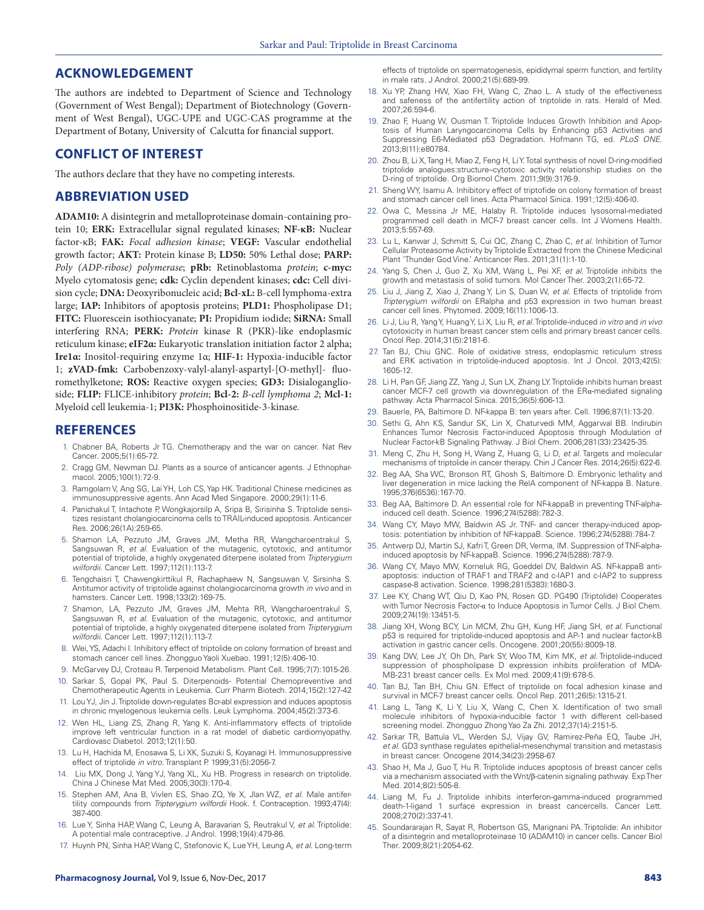## ACKNOWLEDGEMENT

The authors are indebted to Department of Science and Technology (Government of West Bengal); Department of Biotechnology (Government of West Bengal), UGC-UPE and UGC-CAS programme at the Department of Botany, University of Calcutta for financial support.

## CONFLICT OF INTEREST

The authors declare that they have no competing interests.

## ABBREVIATION USED

**ADAM10:** A disintegrin and metalloproteinase domain-containing protein 10; **ERK:** Extracellular signal regulated kinases; **NF-κB:** Nuclear factor-κB; **FAK:** *Focal adhesion kinase*; **VEGF:** Vascular endothelial growth factor; **AKT:** Protein kinase B; **LD50:** 50% Lethal dose; **PARP:** *Poly (ADP-ribose) polymerase*; **pRb:** Retinoblastoma *protein*; **c-myc:** Myelo cytomatosis gene; **cdk:** Cyclin dependent kinases; **cdc:** Cell division cycle; **DNA:** Deoxyribonucleic acid; **Bcl-xL:** B-cell lymphoma-extra large; **IAP:** Inhibitors of apoptosis proteins; **PLD1:** Phospholipase D1; **FITC:** Fluorescein isothiocyanate; **PI:** Propidium iodide; **SiRNA:** Small interfering RNA; **PERK:** *Protein* kinase R (PKR)-like endoplasmic reticulum kinase; **eIF2α:** Eukaryotic translation initiation factor 2 alpha; **Ire1α:** Inositol-requiring enzyme 1α; **HIF-1:** Hypoxia-inducible factor 1; **zVAD-fmk:** Carbobenzoxy-valyl-alanyl-aspartyl-[O-methyl]- fluoromethylketone; **ROS:** Reactive oxygen species; **GD3:** Disialoganglioside; **FLIP:** FLICE-inhibitory *protein*; **Bcl-2:** *B-cell lymphoma 2*; **Mcl-1:** Myeloid cell leukemia-1; **PI3K:** Phosphoinositide-3-kinase.

## REFERENCES

1. Chabner BA, Roberts Jr TG. Chemotherapy and the war on cancer. Nat Rev Cancer. 2005;5(1):65-72.
2. Cragg GM, Newman DJ. Plants as a source of anticancer agents. J Ethnopharmacol. 2005;100(1):72-9.
3. Ramgolam V, Ang SG, Lai YH, Loh CS, Yap HK. Traditional Chinese medicines as immunosuppressive agents. Ann Acad Med Singapore. 2000;29(1):11-6.
4. Panichakul T, Intachote P, Wongkajorsilp A, Sripa B, Sirisinha S. Triptolide sensitizes resistant cholangiocarcinoma cells to TRAIL-induced apoptosis. Anticancer Res. 2006;26(1A):259-65.
5. Shamon LA, Pezzuto JM, Graves JM, Metha RR, Wangcharoentrakul S, Sangsuwan R, *et al.* Evaluation of the mutagenic, cytotoxic, and antitumor potential of triptolide, a highly oxygenated diterpene isolated from *Tripterygium wilfordii*. Cancer Lett. 1997;112(1):113-7.
6. Tengchaisri T, Chawengkirttikul R, Rachaphaew N, Sangsuwan V, Sirsinha S. Antitumor activity of triptolide against cholangiocarcinoma growth *in vivo* and in hamsters. Cancer Lett. 1998;133(2):169-75.
7. Shamon, LA, Pezzuto JM, Graves JM, Mehta RR, Wangcharoentrakul S, Sangsuwan R, *et al.* Evaluation of the mutagenic, cytotoxic, and antitumor potential of triptolide, a highly oxygenated diterpene isolated from *Tripterygium wilfordii*. Cancer Lett. 1997;112(1):113-7.
8. Wei, YS, Adachi I. Inhibitory effect of triptolide on colony formation of breast and stomach cancer cell lines. Zhongguo Yaoli Xuebao. 1991;12(5):406-10.
9. McGarvey DJ, Croteau R. Terpenoid Metabolism. Plant Cell. 1995;7(7):1015-26.
10. Sarkar S, Gopal PK, Paul S. Diterpenoids- Potential Chemopreventive and Chemotherapeutic Agents in Leukemia. Curr Pharm Biotech. 2014;15(2):127-42
11. Lou YJ, Jin J. Triptolide down-regulates Bcr-abl expression and induces apoptosis in chronic myelogenous leukemia cells. Leuk Lymphoma. 2004;45(2):373-6.
12. Wen HL, Liang ZS, Zhang R, Yang K. Anti-inflammatory effects of triptolide improve left ventricular function in a rat model of diabetic cardiomyopathy. Cardiovasc Diabetol. 2013;12(1):50.
13. Lu H, Hachida M, Enosawa S, Li XK, Suzuki S, Koyanagi H. Immunosuppressive effect of triptolide *in vitro*. Transplant P. 1999;31(5):2056-7.
14. Liu MX, Dong J, Yang YJ, Yang XL, Xu HB. Progress in research on triptolide. China J Chinese Mat Med. 2005;30(3):170-4.
15. Stephen AM, Ana B, Vivlen ES, Shao ZQ, Ye X, Jlan WZ, *et al.* Male antifertility compounds from *Tripterygium wilfordii* Hook. f. Contraception. 1993;47(4):387-400.
16. Lue Y, Sinha HAP, Wang C, Leung A, Baravarian S, Reutrakul V, *et al.* Triptolide: A potential male contraceptive. J Androl. 1998;19(4):479-86.
17. Huynh PN, Sinha HAP, Wang C, Stefonovic K, Lue YH, Leung A, *et al.* Long-term effects of triptolide on spermatogenesis, epididymal sperm function, and fertility in male rats. J Androl. 2000;21(5):689-99.
18. Xu YP, Zhang HW, Xiao FH, Wang C, Zhao L. A study of the effectiveness and safeness of the antifertility action of triptolide in rats. Herald of Med. 2007;26:594-6.
19. Zhao F, Huang W, Ousman T. Triptolide Induces Growth Inhibition and Apoptosis of Human Laryngocarcinoma Cells by Enhancing p53 Activities and Suppressing E6-Mediated p53 Degradation. Hofmann TG, ed. *PLoS ONE.* 2013;8(11):e80784.
20. Zhou B, Li X, Tang H, Miao Z, Feng H, Li Y. Total synthesis of novel D-ring-modified triptolide analogues:structure–cytotoxic activity relationship studies on the D-ring of triptolide. Org Biomol Chem. 2011;9(9):3176-9.
21. Sheng WY, Isamu A. Inhibitory effect of triptofide on colony formation of breast and stomach cancer cell lines. Acta Pharmacol Sinica. 1991;12(5):406-l0.
22. Owa C, Messina Jr ME, Halaby R. Triptolide induces lysosomal-mediated programmed cell death in MCF-7 breast cancer cells. Int J Womens Health. 2013;5:557-69.
23. Lu L, Kanwar J, Schmitt S, Cui QC, Zhang C, Zhao C, *et al.* Inhibition of Tumor Cellular Proteasome Activity by Triptolide Extracted from the Chinese Medicinal Plant 'Thunder God Vine.' Anticancer Res. 2011;31(1):1-10.
24. Yang S, Chen J, Guo Z, Xu XM, Wang L, Pei XF, *et al.* Triptolide inhibits the growth and metastasis of solid tumors. Mol Cancer Ther. 2003;2(1):65-72.
25. Liu J, Jiang Z, Xiao J, Zhang Y, Lin S, Duan W, *et al.* Effects of triptolide from *Tripterygium wilfordii* on ERalpha and p53 expression in two human breast cancer cell lines. Phytomed. 2009;16(11):1006-13.
26. Li J, Liu R, Yang Y, Huang Y, Li X, Liu R, *et al.* Triptolide-induced *in vitro* and *in vivo* cytotoxicity in human breast cancer stem cells and primary breast cancer cells. Oncol Rep. 2014;31(5):2181-6.
27. Tan BJ, Chiu GNC. Role of oxidative stress, endoplasmic reticulum stress and ERK activation in triptolide-induced apoptosis. Int J Oncol. 2013;42(5):1605-12.
28. Li H, Pan GF, Jiang ZZ, Yang J, Sun LX, Zhang LY. Triptolide inhibits human breast cancer MCF-7 cell growth via downregulation of the ERα-mediated signaling pathway. Acta Pharmacol Sinica. 2015;36(5):606-13.
29. Bauerle, PA, Baltimore D. NF-kappa B: ten years after. Cell. 1996;87(1):13-20.
30. Sethi G, Ahn KS, Sandur SK, Lin X, Chaturvedi MM, Aggarwal BB. Indirubin Enhances Tumor Necrosis Factor-induced Apoptosis through Modulation of Nuclear Factor-kB Signaling Pathway. J Biol Chem. 2006;281(33):23425-35.
31. Meng C, Zhu H, Song H, Wang Z, Huang G, Li D, *et al.* Targets and molecular mechanisms of triptolide in cancer therapy. Chin J Cancer Res. 2014;26(5):622-6.
32. Beg AA, Sha WC, Bronson RT, Ghosh S, Baltimore D. Embryonic lethality and liver degeneration in mice lacking the RelA component of NF-kappa B. Nature. 1995;376(6536):167-70.
33. Beg AA, Baltimore D. An essential role for NF-kappaB in preventing TNF-alpha-induced cell death. Science. 1996;274(5288):782-3.
34. Wang CY, Mayo MW, Baldwin AS Jr. TNF- and cancer therapy-induced apoptosis: potentiation by inhibition of NF-kappaB. Science. 1996;274(5288):784-7.
35. Antwerp DJ, Martin SJ, Kafri T, Green DR, Verma, IM. Suppression of TNF-alpha-induced apoptosis by NF-kappaB. Science. 1996;274(5288):787-9.
36. Wang CY, Mayo MW, Korneluk RG, Goeddel DV, Baldwin AS. NF-kappaB antiapoptosis: induction of TRAF1 and TRAF2 and c-IAP1 and c-IAP2 to suppress caspase-8 activation. Science. 1998;281(5383):1680-3.
37. Lee KY, Chang WT, Qiu D, Kao PN, Rosen GD. PG490 (Triptolide) Cooperates with Tumor Necrosis Factor-α to Induce Apoptosis in Tumor Cells. J Biol Chem. 2009;274(19):13451-5.
38. Jiang XH, Wong BCY, Lin MCM, Zhu GH, Kung HF, Jiang SH, *et al.* Functional p53 is required for triptolide-induced apoptosis and AP-1 and nuclear factor-kB activation in gastric cancer cells. Oncogene. 2001;20(55):8009-18.
39. Kang DW, Lee JY, Oh Dh, Park SY, Woo TM, Kim MK, *et al.* Triptolide-induced suppression of phospholipase D expression inhibits proliferation of MDA-MB-231 breast cancer cells. Ex Mol med. 2009;41(9):678-5.
40. Tan BJ, Tan BH, Chiu GN. Effect of triptolide on focal adhesion kinase and survival in MCF-7 breast cancer cells. Oncol Rep. 2011;26(5):1315-21.
41. Lang L, Tang K, Li Y, Liu X, Wang C, Chen X. Identification of two small molecule inhibitors of hypoxia-inducible factor 1 with different cell-based screening model. Zhongguo Zhong Yao Za Zhi. 2012;37(14):2151-5.
42. Sarkar TR, Battula VL, Werden SJ, Vijay GV, Ramirez-Peña EQ, Taube JH, *et al.* GD3 synthase regulates epithelial-mesenchymal transition and metastasis in breast cancer. Oncogene 2014;34(23):2958-67.
43. Shao H, Ma J, Guo T, Hu R. Triptolide induces apoptosis of breast cancer cells via a mechanism associated with the Wnt/β-catenin signaling pathway. Exp Ther Med. 2014;8(2):505-8.
44. Liang M, Fu J. Triptolide inhibits interferon-gamma-induced programmed death-1-ligand 1 surface expression in breast cancercells. Cancer Lett. 2008;270(2):337-41.
45. Soundararajan R, Sayat R, Robertson GS, Marignani PA. Triptolide: An inhibitor of a disintegrin and metalloproteinase 10 (ADAM10) in cancer cells. Cancer Biol Ther. 2009;8(21):2054-62.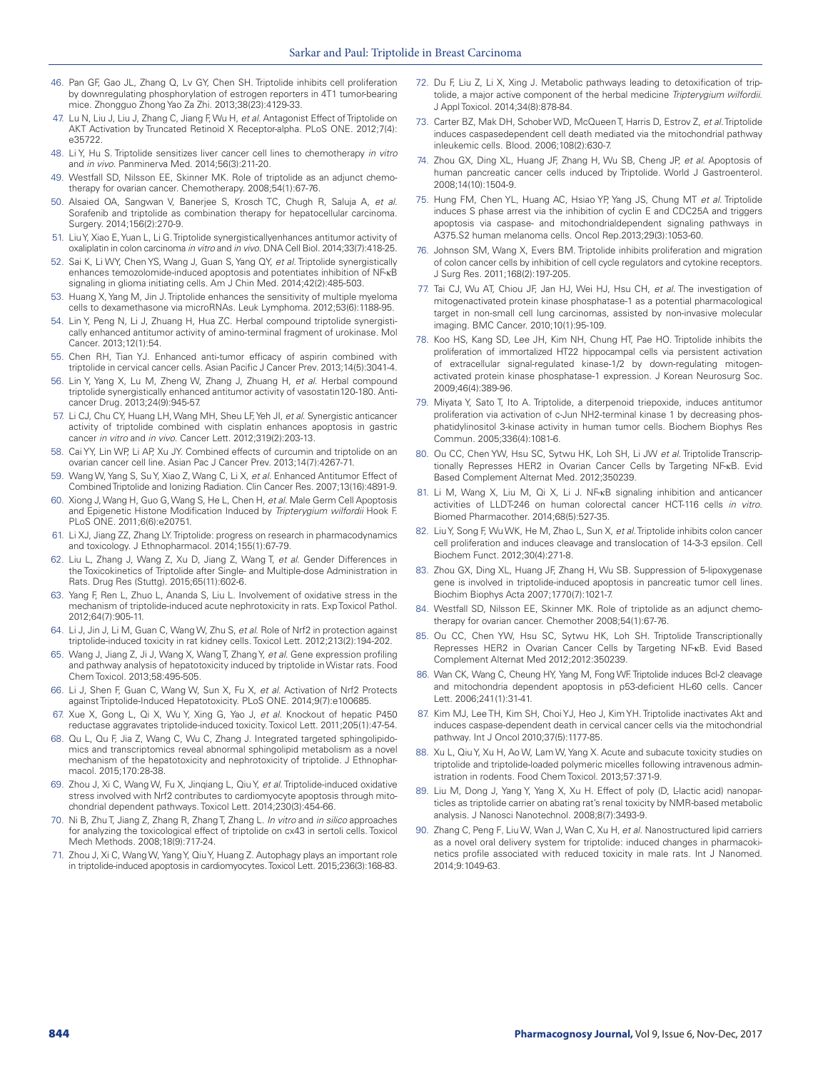46. Pan GF, Gao JL, Zhang Q, Lv GY, Chen SH. Triptolide inhibits cell proliferation by downregulating phosphorylation of estrogen reporters in 4T1 tumor-bearing mice. Zhongguo Zhong Yao Za Zhi. 2013;38(23):4129-33.
47. Lu N, Liu J, Liu J, Zhang C, Jiang F, Wu H, *et al.* Antagonist Effect of Triptolide on AKT Activation by Truncated Retinoid X Receptor-alpha. PLoS ONE. 2012;7(4):e35722.
48. Li Y, Hu S. Triptolide sensitizes liver cancer cell lines to chemotherapy *in vitro* and *in vivo*. Panminerva Med. 2014;56(3):211-20.
49. Westfall SD, Nilsson EE, Skinner MK. Role of triptolide as an adjunct chemotherapy for ovarian cancer. Chemotherapy. 2008;54(1):67-76.
50. Alsaied OA, Sangwan V, Banerjee S, Krosch TC, Chugh R, Saluja A, *et al.* Sorafenib and triptolide as combination therapy for hepatocellular carcinoma. Surgery. 2014;156(2):270-9.
51. Liu Y, Xiao E, Yuan L, Li G. Triptolide synergisticallyenhances antitumor activity of oxaliplatin in colon carcinoma *in vitro* and *in vivo*. DNA Cell Biol. 2014;33(7):418-25.
52. Sai K, Li WY, Chen YS, Wang J, Guan S, Yang QY, *et al.* Triptolide synergistically enhances temozolomide-induced apoptosis and potentiates inhibition of NF-κB signaling in glioma initiating cells. Am J Chin Med. 2014;42(2):485-503.
53. Huang X, Yang M, Jin J. Triptolide enhances the sensitivity of multiple myeloma cells to dexamethasone via microRNAs. Leuk Lymphoma. 2012;53(6):1188-95.
54. Lin Y, Peng N, Li J, Zhuang H, Hua ZC. Herbal compound triptolide synergistically enhanced antitumor activity of amino-terminal fragment of urokinase. Mol Cancer. 2013;12(1):54.
55. Chen RH, Tian YJ. Enhanced anti-tumor efficacy of aspirin combined with triptolide in cervical cancer cells. Asian Pacific J Cancer Prev. 2013;14(5):3041-4.
56. Lin Y, Yang X, Lu M, Zheng W, Zhang J, Zhuang H, *et al.* Herbal compound triptolide synergistically enhanced antitumor activity of vasostatin120-180. Anticancer Drug. 2013;24(9):945-57.
57. Li CJ, Chu CY, Huang LH, Wang MH, Sheu LF, Yeh JI, *et al.* Synergistic anticancer activity of triptolide combined with cisplatin enhances apoptosis in gastric cancer *in vitro* and *in vivo*. Cancer Lett. 2012;319(2):203-13.
58. Cai YY, Lin WP, Li AP, Xu JY. Combined effects of curcumin and triptolide on an ovarian cancer cell line. Asian Pac J Cancer Prev. 2013;14(7):4267-71.
59. Wang W, Yang S, Su Y, Xiao Z, Wang C, Li X, *et al.* Enhanced Antitumor Effect of Combined Triptolide and Ionizing Radiation. Clin Cancer Res. 2007;13(16):4891-9.
60. Xiong J, Wang H, Guo G, Wang S, He L, Chen H, *et al.* Male Germ Cell Apoptosis and Epigenetic Histone Modification Induced by *Tripterygium wilfordii* Hook F. PLoS ONE. 2011;6(6):e20751.
61. Li XJ, Jiang ZZ, Zhang LY. Triptolide: progress on research in pharmacodynamics and toxicology. J Ethnopharmacol. 2014;155(1):67-79.
62. Liu L, Zhang J, Wang Z, Xu D, Jiang Z, Wang T, *et al.* Gender Differences in the Toxicokinetics of Triptolide after Single- and Multiple-dose Administration in Rats. Drug Res (Stuttg). 2015;65(11):602-6.
63. Yang F, Ren L, Zhuo L, Ananda S, Liu L. Involvement of oxidative stress in the mechanism of triptolide-induced acute nephrotoxicity in rats. Exp Toxicol Pathol. 2012;64(7):905-11.
64. Li J, Jin J, Li M, Guan C, Wang W, Zhu S, *et al.* Role of Nrf2 in protection against triptolide-induced toxicity in rat kidney cells. Toxicol Lett. 2012;213(2):194-202.
65. Wang J, Jiang Z, Ji J, Wang X, Wang T, Zhang Y, *et al.* Gene expression profiling and pathway analysis of hepatotoxicity induced by triptolide in Wistar rats. Food Chem Toxicol. 2013;58:495-505.
66. Li J, Shen F, Guan C, Wang W, Sun X, Fu X, *et al.* Activation of Nrf2 Protects against Triptolide-Induced Hepatotoxicity. PLoS ONE. 2014;9(7):e100685.
67. Xue X, Gong L, Qi X, Wu Y, Xing G, Yao J, *et al.* Knockout of hepatic P450 reductase aggravates triptolide-induced toxicity. Toxicol Lett. 2011;205(1):47-54.
68. Qu L, Qu F, Jia Z, Wang C, Wu C, Zhang J. Integrated targeted sphingolipidomics and transcriptomics reveal abnormal sphingolipid metabolism as a novel mechanism of the hepatotoxicity and nephrotoxicity of triptolide. J Ethnopharmacol. 2015;170:28-38.
69. Zhou J, Xi C, Wang W, Fu X, Jinqiang L, Qiu Y, *et al.* Triptolide-induced oxidative stress involved with Nrf2 contributes to cardiomyocyte apoptosis through mitochondrial dependent pathways. Toxicol Lett. 2014;230(3):454-66.
70. Ni B, Zhu T, Jiang Z, Zhang R, Zhang T, Zhang L. *In vitro* and *in silico* approaches for analyzing the toxicological effect of triptolide on cx43 in sertoli cells. Toxicol Mech Methods. 2008;18(9):717-24.
71. Zhou J, Xi C, Wang W, Yang Y, Qiu Y, Huang Z. Autophagy plays an important role in triptolide-induced apoptosis in cardiomyocytes. Toxicol Lett. 2015;236(3):168-83.
72. Du F, Liu Z, Li X, Xing J. Metabolic pathways leading to detoxification of triptolide, a major active component of the herbal medicine *Tripterygium wilfordii*. J Appl Toxicol. 2014;34(8):878-84.
73. Carter BZ, Mak DH, Schober WD, McQueen T, Harris D, Estrov Z, *et al.* Triptolide induces caspasedependent cell death mediated via the mitochondrial pathway inleukemic cells. Blood. 2006;108(2):630-7.
74. Zhou GX, Ding XL, Huang JF, Zhang H, Wu SB, Cheng JP, *et al.* Apoptosis of human pancreatic cancer cells induced by Triptolide. World J Gastroenterol. 2008;14(10):1504-9.
75. Hung FM, Chen YL, Huang AC, Hsiao YP, Yang JS, Chung MT *et al.* Triptolide induces S phase arrest via the inhibition of cyclin E and CDC25A and triggers apoptosis via caspase- and mitochondrialdependent signaling pathways in A375.S2 human melanoma cells. Oncol Rep.2013;29(3):1053-60.
76. Johnson SM, Wang X, Evers BM. Triptolide inhibits proliferation and migration of colon cancer cells by inhibition of cell cycle regulators and cytokine receptors. J Surg Res. 2011;168(2):197-205.
77. Tai CJ, Wu AT, Chiou JF, Jan HJ, Wei HJ, Hsu CH, *et al.* The investigation of mitogenactivated protein kinase phosphatase-1 as a potential pharmacological target in non-small cell lung carcinomas, assisted by non-invasive molecular imaging. BMC Cancer. 2010;10(1):95-109.
78. Koo HS, Kang SD, Lee JH, Kim NH, Chung HT, Pae HO. Triptolide inhibits the proliferation of immortalized HT22 hippocampal cells via persistent activation of extracellular signal-regulated kinase-1/2 by down-regulating mitogen-activated protein kinase phosphatase-1 expression. J Korean Neurosurg Soc. 2009;46(4):389-96.
79. Miyata Y, Sato T, Ito A. Triptolide, a diterpenoid triepoxide, induces antitumor proliferation via activation of c-Jun NH2-terminal kinase 1 by decreasing phosphatidylinositol 3-kinase activity in human tumor cells. Biochem Biophys Res Commun. 2005;336(4):1081-6.
80. Ou CC, Chen YW, Hsu SC, Sytwu HK, Loh SH, Li JW *et al.* Triptolide Transcriptionally Represses HER2 in Ovarian Cancer Cells by Targeting NF-κB. Evid Based Complement Alternat Med. 2012;350239.
81. Li M, Wang X, Liu M, Qi X, Li J. NF-κB signaling inhibition and anticancer activities of LLDT-246 on human colorectal cancer HCT-116 cells *in vitro*. Biomed Pharmacother. 2014;68(5):527-35.
82. Liu Y, Song F, Wu WK, He M, Zhao L, Sun X, *et al.* Triptolide inhibits colon cancer cell proliferation and induces cleavage and translocation of 14-3-3 epsilon. Cell Biochem Funct. 2012;30(4):271-8.
83. Zhou GX, Ding XL, Huang JF, Zhang H, Wu SB. Suppression of 5-lipoxygenase gene is involved in triptolide-induced apoptosis in pancreatic tumor cell lines. Biochim Biophys Acta 2007;1770(7):1021-7.
84. Westfall SD, Nilsson EE, Skinner MK. Role of triptolide as an adjunct chemotherapy for ovarian cancer. Chemother 2008;54(1):67-76.
85. Ou CC, Chen YW, Hsu SC, Sytwu HK, Loh SH. Triptolide Transcriptionally Represses HER2 in Ovarian Cancer Cells by Targeting NF-κB. Evid Based Complement Alternat Med 2012;2012:350239.
86. Wan CK, Wang C, Cheung HY, Yang M, Fong WF. Triptolide induces Bcl-2 cleavage and mitochondria dependent apoptosis in p53-deficient HL-60 cells. Cancer Lett. 2006;241(1):31-41.
87. Kim MJ, Lee TH, Kim SH, Choi YJ, Heo J, Kim YH. Triptolide inactivates Akt and induces caspase-dependent death in cervical cancer cells via the mitochondrial pathway. Int J Oncol 2010;37(5):1177-85.
88. Xu L, Qiu Y, Xu H, Ao W, Lam W, Yang X. Acute and subacute toxicity studies on triptolide and triptolide-loaded polymeric micelles following intravenous administration in rodents. Food Chem Toxicol. 2013;57:371-9.
89. Liu M, Dong J, Yang Y, Yang X, Xu H. Effect of poly (D, L-lactic acid) nanoparticles as triptolide carrier on abating rat's renal toxicity by NMR-based metabolic analysis. J Nanosci Nanotechnol. 2008;8(7):3493-9.
90. Zhang C, Peng F, Liu W, Wan J, Wan C, Xu H, *et al.* Nanostructured lipid carriers as a novel oral delivery system for triptolide: induced changes in pharmacokinetics profile associated with reduced toxicity in male rats. Int J Nanomed. 2014;9:1049-63.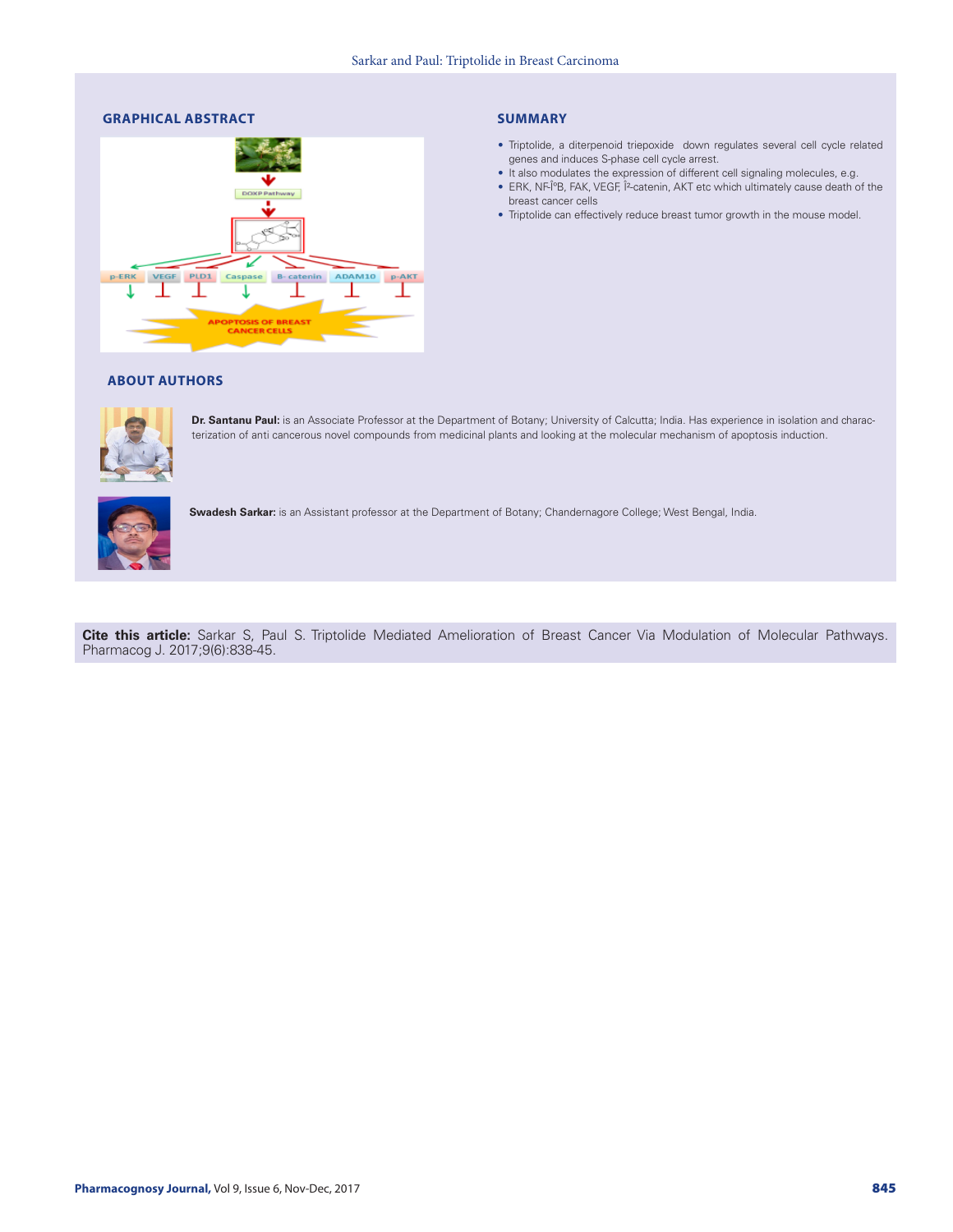## GRAPHICAL ABSTRACT

DOXP Pathway

p-ERK
VEGF
PLD1
Caspase
B- catenin
ADAM10
p-AKT

APOPTOSIS OF BREAST CANCER CELLS

## SUMMARY

- Triptolide, a diterpenoid triepoxide down regulates several cell cycle related genes and induces S-phase cell cycle arrest.
- It also modulates the expression of different cell signaling molecules, e.g.
- ERK, NF-Î°B, FAK, VEGF, Î²-catenin, AKT etc which ultimately cause death of the breast cancer cells
- Triptolide can effectively reduce breast tumor growth in the mouse model.

## ABOUT AUTHORS

**Dr. Santanu Paul:** is an Associate Professor at the Department of Botany; University of Calcutta; India. Has experience in isolation and characterization of anti cancerous novel compounds from medicinal plants and looking at the molecular mechanism of apoptosis induction.

**Swadesh Sarkar:** is an Assistant professor at the Department of Botany; Chandernagore College; West Bengal, India.

**Cite this article:** Sarkar S, Paul S. Triptolide Mediated Amelioration of Breast Cancer Via Modulation of Molecular Pathways. Pharmacog J. 2017;9(6):838-45.